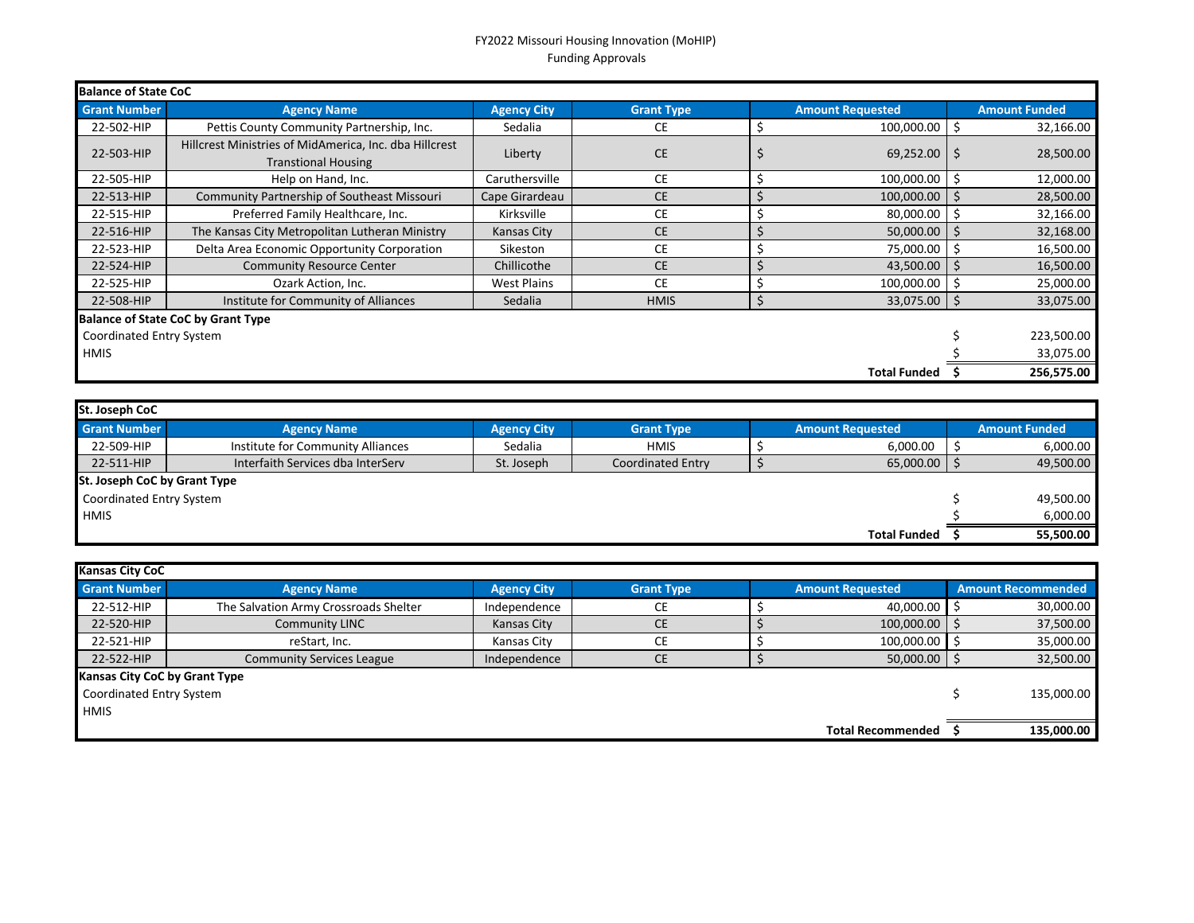# FY2022 Missouri Housing Innovation (MoHIP)
## Funding Approvals

**Balance of State CoC**

| Grant Number | Agency Name | Agency City | Grant Type | Amount Requested | Amount Funded |
|---|---|---|---|---|---|
| 22-502-HIP | Pettis County Community Partnership, Inc. | Sedalia | CE | $ 100,000.00 | $ 32,166.00 |
| 22-503-HIP | Hillcrest Ministries of MidAmerica, Inc. dba Hillcrest Transtional Housing | Liberty | CE | $ 69,252.00 | $ 28,500.00 |
| 22-505-HIP | Help on Hand, Inc. | Caruthersville | CE | $ 100,000.00 | $ 12,000.00 |
| 22-513-HIP | Community Partnership of Southeast Missouri | Cape Girardeau | CE | $ 100,000.00 | $ 28,500.00 |
| 22-515-HIP | Preferred Family Healthcare, Inc. | Kirksville | CE | $ 80,000.00 | $ 32,166.00 |
| 22-516-HIP | The Kansas City Metropolitan Lutheran Ministry | Kansas City | CE | $ 50,000.00 | $ 32,168.00 |
| 22-523-HIP | Delta Area Economic Opportunity Corporation | Sikeston | CE | $ 75,000.00 | $ 16,500.00 |
| 22-524-HIP | Community Resource Center | Chillicothe | CE | $ 43,500.00 | $ 16,500.00 |
| 22-525-HIP | Ozark Action, Inc. | West Plains | CE | $ 100,000.00 | $ 25,000.00 |
| 22-508-HIP | Institute for Community of Alliances | Sedalia | HMIS | $ 33,075.00 | $ 33,075.00 |
| **Balance of State CoC by Grant Type** | | | | | |
| Coordinated Entry System | | | | | $ 223,500.00 |
| HMIS | | | | | $ 33,075.00 |
| | | | | **Total Funded** | **$ 256,575.00** |

**St. Joseph CoC**

| Grant Number | Agency Name | Agency City | Grant Type | Amount Requested | Amount Funded |
|---|---|---|---|---|---|
| 22-509-HIP | Institute for Community Alliances | Sedalia | HMIS | $ 6,000.00 | $ 6,000.00 |
| 22-511-HIP | Interfaith Services dba InterServ | St. Joseph | Coordinated Entry | $ 65,000.00 | $ 49,500.00 |
| **St. Joseph CoC by Grant Type** | | | | | |
| Coordinated Entry System | | | | | $ 49,500.00 |
| HMIS | | | | | $ 6,000.00 |
| | | | | **Total Funded** | **$ 55,500.00** |

**Kansas City CoC**

| Grant Number | Agency Name | Agency City | Grant Type | Amount Requested | Amount Recommended |
|---|---|---|---|---|---|
| 22-512-HIP | The Salvation Army Crossroads Shelter | Independence | CE | $ 40,000.00 | $ 30,000.00 |
| 22-520-HIP | Community LINC | Kansas City | CE | $ 100,000.00 | $ 37,500.00 |
| 22-521-HIP | reStart, Inc. | Kansas City | CE | $ 100,000.00 | $ 35,000.00 |
| 22-522-HIP | Community Services League | Independence | CE | $ 50,000.00 | $ 32,500.00 |
| **Kansas City CoC by Grant Type** | | | | | |
| Coordinated Entry System | | | | | $ 135,000.00 |
| HMIS | | | | | |
| | | | | **Total Recommended** | **$ 135,000.00** |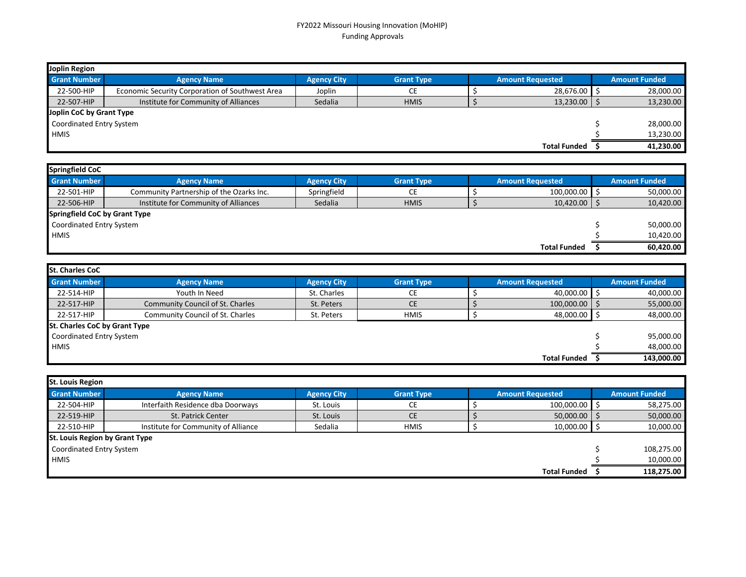FY2022 Missouri Housing Innovation (MoHIP)
Funding Approvals

| Joplin Region | | | | | |
|---|---|---|---|---|---|
| **Grant Number** | **Agency Name** | **Agency City** | **Grant Type** | **Amount Requested** | **Amount Funded** |
| 22-500-HIP | Economic Security Corporation of Southwest Area | Joplin | CE | $ 28,676.00 | $ 28,000.00 |
| 22-507-HIP | Institute for Community of Alliances | Sedalia | HMIS | $ 13,230.00 | $ 13,230.00 |
| **Joplin CoC by Grant Type** | | | | | |
| Coordinated Entry System | | | | | $ 28,000.00 |
| HMIS | | | | | $ 13,230.00 |
| | | | | **Total Funded** | **$ 41,230.00** |

| Springfield CoC | | | | | |
|---|---|---|---|---|---|
| **Grant Number** | **Agency Name** | **Agency City** | **Grant Type** | **Amount Requested** | **Amount Funded** |
| 22-501-HIP | Community Partnership of the Ozarks Inc. | Springfield | CE | $ 100,000.00 | $ 50,000.00 |
| 22-506-HIP | Institute for Community of Alliances | Sedalia | HMIS | $ 10,420.00 | $ 10,420.00 |
| **Springfield CoC by Grant Type** | | | | | |
| Coordinated Entry System | | | | | $ 50,000.00 |
| HMIS | | | | | $ 10,420.00 |
| | | | | **Total Funded** | **$ 60,420.00** |

| St. Charles CoC | | | | | |
|---|---|---|---|---|---|
| **Grant Number** | **Agency Name** | **Agency City** | **Grant Type** | **Amount Requested** | **Amount Funded** |
| 22-514-HIP | Youth In Need | St. Charles | CE | $ 40,000.00 | $ 40,000.00 |
| 22-517-HIP | Community Council of St. Charles | St. Peters | CE | $ 100,000.00 | $ 55,000.00 |
| 22-517-HIP | Community Council of St. Charles | St. Peters | HMIS | $ 48,000.00 | $ 48,000.00 |
| **St. Charles CoC by Grant Type** | | | | | |
| Coordinated Entry System | | | | | $ 95,000.00 |
| HMIS | | | | | $ 48,000.00 |
| | | | | **Total Funded** | **$ 143,000.00** |

| St. Louis Region | | | | | |
|---|---|---|---|---|---|
| **Grant Number** | **Agency Name** | **Agency City** | **Grant Type** | **Amount Requested** | **Amount Funded** |
| 22-504-HIP | Interfaith Residence dba Doorways | St. Louis | CE | $ 100,000.00 | $ 58,275.00 |
| 22-519-HIP | St. Patrick Center | St. Louis | CE | $ 50,000.00 | $ 50,000.00 |
| 22-510-HIP | Institute for Community of Alliance | Sedalia | HMIS | $ 10,000.00 | $ 10,000.00 |
| **St. Louis Region by Grant Type** | | | | | |
| Coordinated Entry System | | | | | $ 108,275.00 |
| HMIS | | | | | $ 10,000.00 |
| | | | | **Total Funded** | **$ 118,275.00** |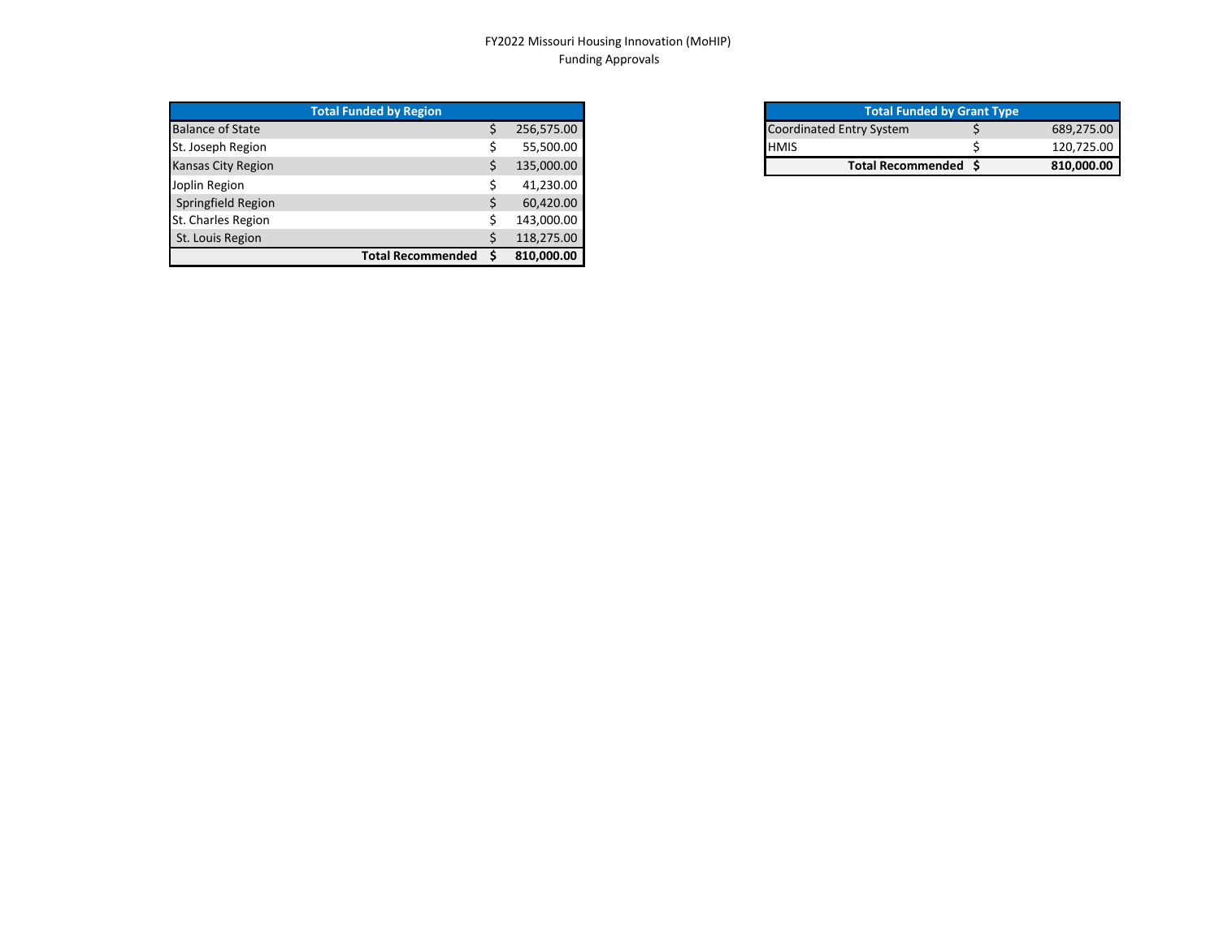FY2022 Missouri Housing Innovation (MoHIP)
Funding Approvals

| Total Funded by Region | | |
|---|---|---|
| Balance of State | $ | 256,575.00 |
| St. Joseph Region | $ | 55,500.00 |
| Kansas City Region | $ | 135,000.00 |
| Joplin Region | $ | 41,230.00 |
| Springfield Region | $ | 60,420.00 |
| St. Charles Region | $ | 143,000.00 |
| St. Louis Region | $ | 118,275.00 |
| **Total Recommended** | **$** | **810,000.00** |

| Total Funded by Grant Type | | |
|---|---|---|
| Coordinated Entry System | $ | 689,275.00 |
| HMIS | $ | 120,725.00 |
| **Total Recommended** | **$** | **810,000.00** |